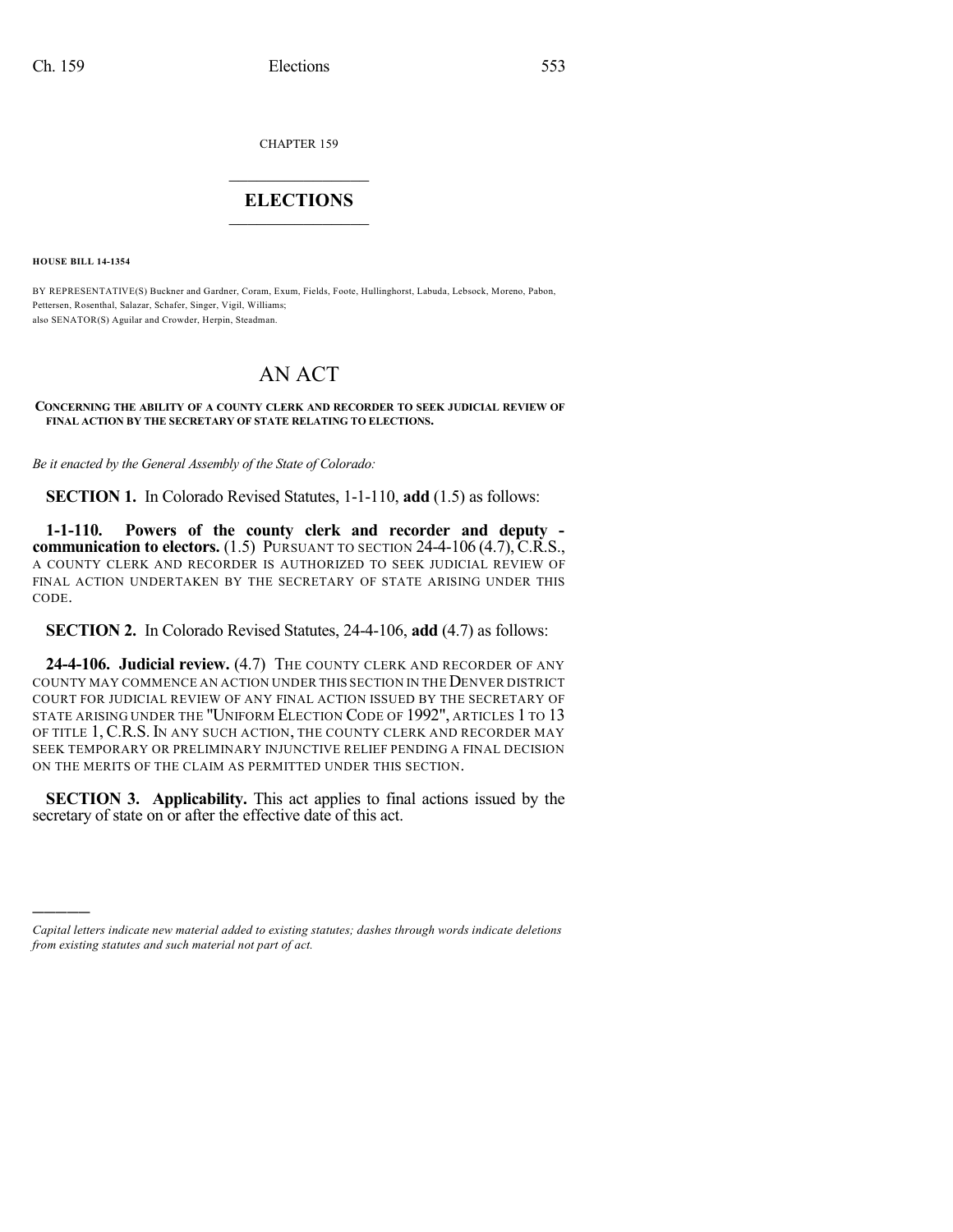CHAPTER 159

# ELECTIONS

**HOUSE BILL 14-1354**

BY REPRESENTATIVE(S) Buckner and Gardner, Coram, Exum, Fields, Foote, Hullinghorst, Labuda, Lebsock, Moreno, Pabon, Pettersen, Rosenthal, Salazar, Schafer, Singer, Vigil, Williams;
also SENATOR(S) Aguilar and Crowder, Herpin, Steadman.

# AN ACT

**CONCERNING THE ABILITY OF A COUNTY CLERK AND RECORDER TO SEEK JUDICIAL REVIEW OF FINAL ACTION BY THE SECRETARY OF STATE RELATING TO ELECTIONS.**

*Be it enacted by the General Assembly of the State of Colorado:*

**SECTION 1.** In Colorado Revised Statutes, 1-1-110, **add** (1.5) as follows:

**1-1-110. Powers of the county clerk and recorder and deputy - communication to electors.** (1.5) PURSUANT TO SECTION 24-4-106 (4.7), C.R.S., A COUNTY CLERK AND RECORDER IS AUTHORIZED TO SEEK JUDICIAL REVIEW OF FINAL ACTION UNDERTAKEN BY THE SECRETARY OF STATE ARISING UNDER THIS CODE.

**SECTION 2.** In Colorado Revised Statutes, 24-4-106, **add** (4.7) as follows:

**24-4-106. Judicial review.** (4.7) THE COUNTY CLERK AND RECORDER OF ANY COUNTY MAY COMMENCE AN ACTION UNDER THIS SECTION IN THE DENVER DISTRICT COURT FOR JUDICIAL REVIEW OF ANY FINAL ACTION ISSUED BY THE SECRETARY OF STATE ARISING UNDER THE "UNIFORM ELECTION CODE OF 1992", ARTICLES 1 TO 13 OF TITLE 1, C.R.S. IN ANY SUCH ACTION, THE COUNTY CLERK AND RECORDER MAY SEEK TEMPORARY OR PRELIMINARY INJUNCTIVE RELIEF PENDING A FINAL DECISION ON THE MERITS OF THE CLAIM AS PERMITTED UNDER THIS SECTION.

**SECTION 3. Applicability.** This act applies to final actions issued by the secretary of state on or after the effective date of this act.

*Capital letters indicate new material added to existing statutes; dashes through words indicate deletions from existing statutes and such material not part of act.*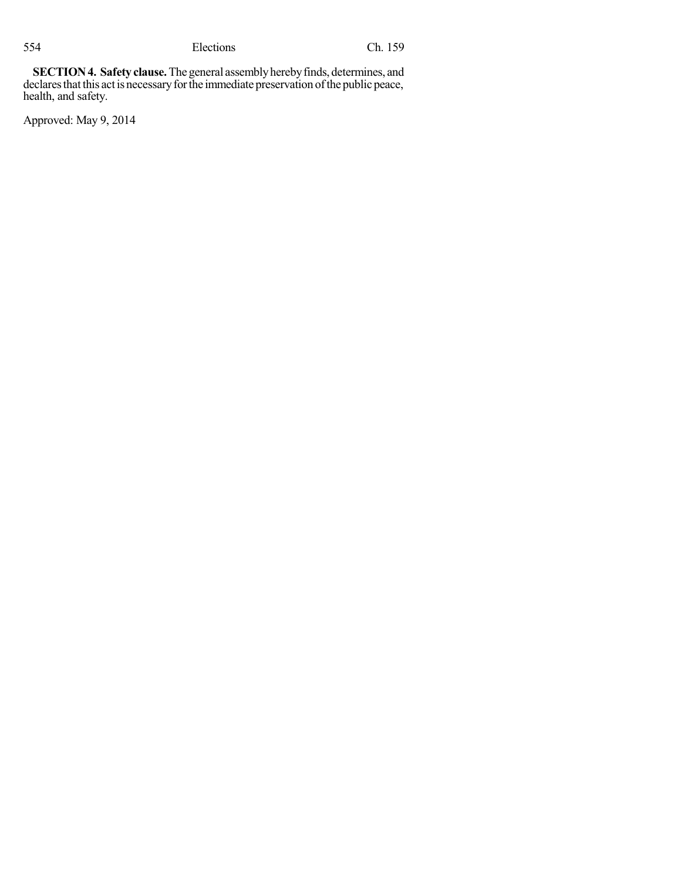**SECTION 4. Safety clause.** The general assembly hereby finds, determines, and declares that this act is necessary for the immediate preservation of the public peace, health, and safety.

Approved: May 9, 2014